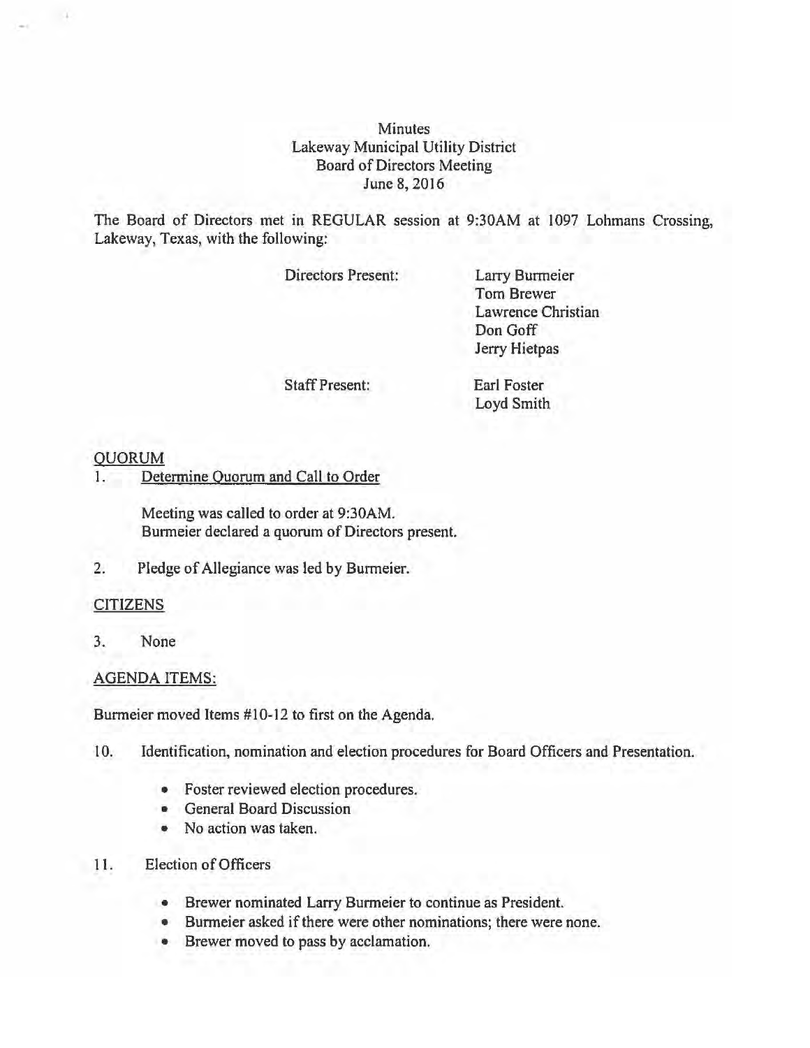Minutes
Lakeway Municipal Utility District
Board of Directors Meeting
June 8, 2016

The Board of Directors met in REGULAR session at 9:30AM at 1097 Lohmans Crossing, Lakeway, Texas, with the following:

Directors Present: Larry Burmeier
Tom Brewer
Lawrence Christian
Don Goff
Jerry Hietpas

Staff Present: Earl Foster
Loyd Smith

## QUORUM

1. Determine Quorum and Call to Order

   Meeting was called to order at 9:30AM.
   Burmeier declared a quorum of Directors present.

2. Pledge of Allegiance was led by Burmeier.

## CITIZENS

3. None

## AGENDA ITEMS:

Burmeier moved Items #10-12 to first on the Agenda.

10. Identification, nomination and election procedures for Board Officers and Presentation.

   - Foster reviewed election procedures.
   - General Board Discussion
   - No action was taken.

11. Election of Officers

   - Brewer nominated Larry Burmeier to continue as President.
   - Burmeier asked if there were other nominations; there were none.
   - Brewer moved to pass by acclamation.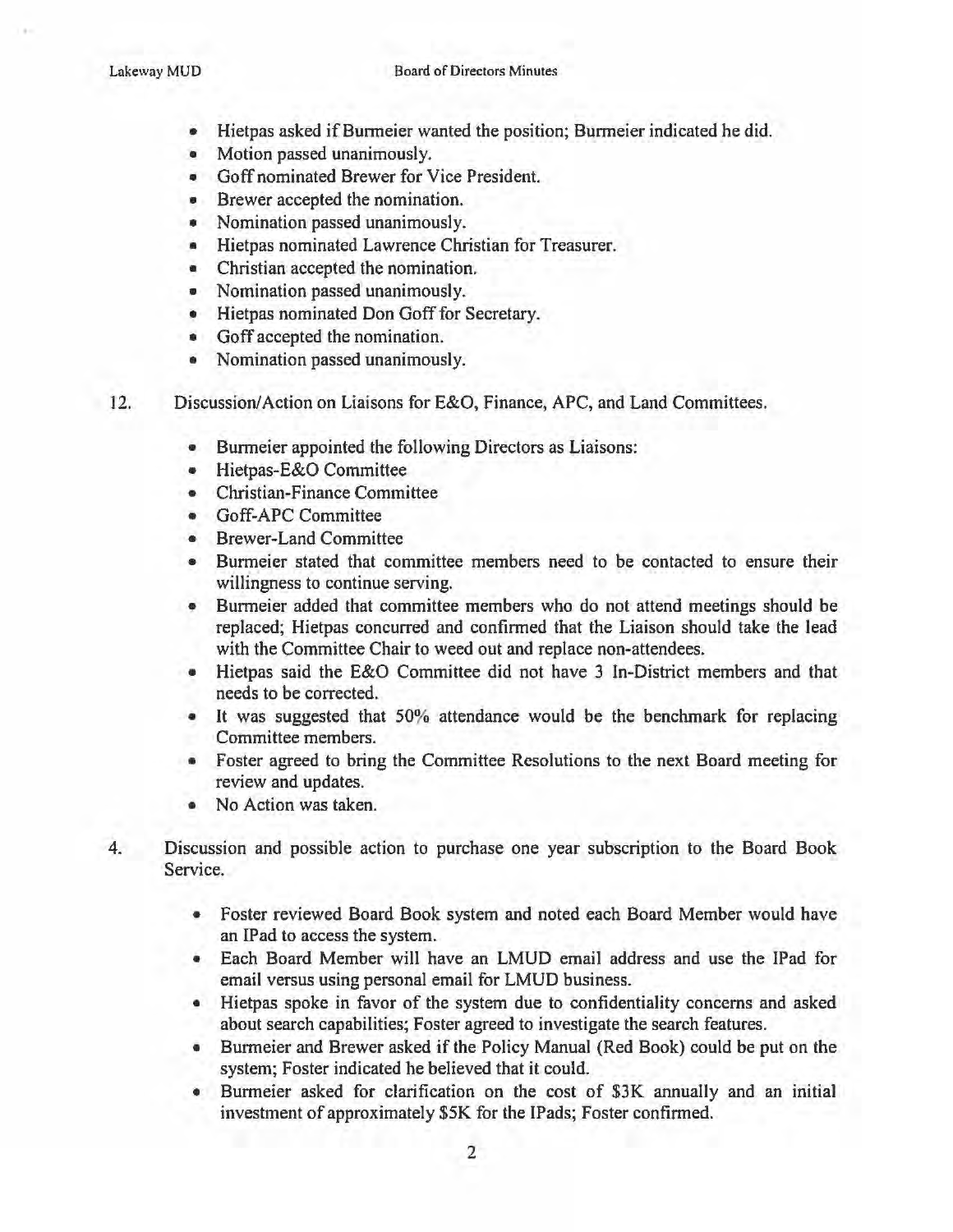- Hietpas asked if Burmeier wanted the position; Burmeier indicated he did.
- Motion passed unanimously.
- Goff nominated Brewer for Vice President.
- Brewer accepted the nomination.
- Nomination passed unanimously.
- Hietpas nominated Lawrence Christian for Treasurer.
- Christian accepted the nomination.
- Nomination passed unanimously.
- Hietpas nominated Don Goff for Secretary.
- Goff accepted the nomination.
- Nomination passed unanimously.

12. Discussion/Action on Liaisons for E&O, Finance, APC, and Land Committees.

    - Burmeier appointed the following Directors as Liaisons:
    - Hietpas-E&O Committee
    - Christian-Finance Committee
    - Goff-APC Committee
    - Brewer-Land Committee
    - Burmeier stated that committee members need to be contacted to ensure their willingness to continue serving.
    - Burmeier added that committee members who do not attend meetings should be replaced; Hietpas concurred and confirmed that the Liaison should take the lead with the Committee Chair to weed out and replace non-attendees.
    - Hietpas said the E&O Committee did not have 3 In-District members and that needs to be corrected.
    - It was suggested that 50% attendance would be the benchmark for replacing Committee members.
    - Foster agreed to bring the Committee Resolutions to the next Board meeting for review and updates.
    - No Action was taken.

4. Discussion and possible action to purchase one year subscription to the Board Book Service.

    - Foster reviewed Board Book system and noted each Board Member would have an IPad to access the system.
    - Each Board Member will have an LMUD email address and use the IPad for email versus using personal email for LMUD business.
    - Hietpas spoke in favor of the system due to confidentiality concerns and asked about search capabilities; Foster agreed to investigate the search features.
    - Burmeier and Brewer asked if the Policy Manual (Red Book) could be put on the system; Foster indicated he believed that it could.
    - Burmeier asked for clarification on the cost of $3K annually and an initial investment of approximately $5K for the IPads; Foster confirmed.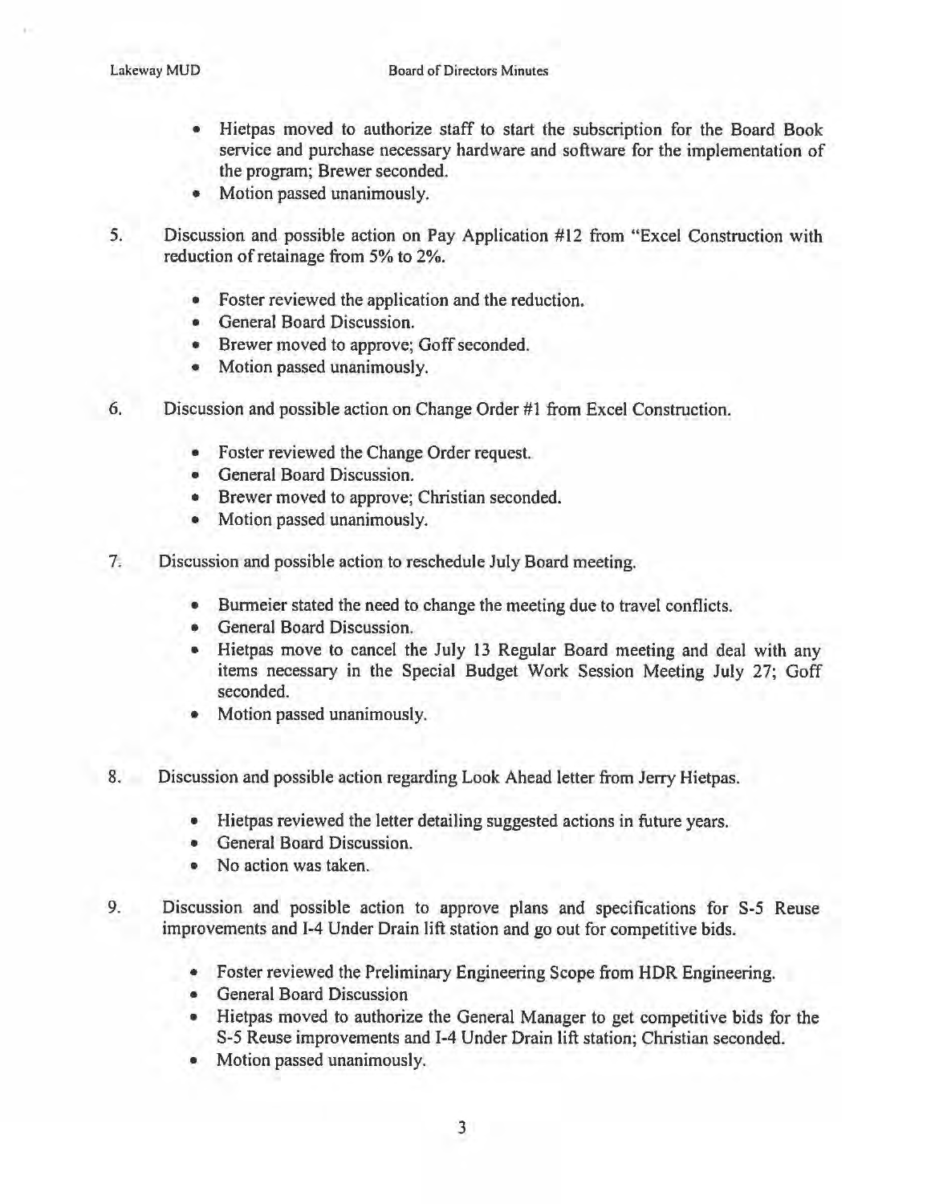- Hietpas moved to authorize staff to start the subscription for the Board Book service and purchase necessary hardware and software for the implementation of the program; Brewer seconded.
- Motion passed unanimously.

5. Discussion and possible action on Pay Application #12 from "Excel Construction with reduction of retainage from 5% to 2%.

    - Foster reviewed the application and the reduction.
    - General Board Discussion.
    - Brewer moved to approve; Goff seconded.
    - Motion passed unanimously.

6. Discussion and possible action on Change Order #1 from Excel Construction.

    - Foster reviewed the Change Order request.
    - General Board Discussion.
    - Brewer moved to approve; Christian seconded.
    - Motion passed unanimously.

7. Discussion and possible action to reschedule July Board meeting.

    - Burmeier stated the need to change the meeting due to travel conflicts.
    - General Board Discussion.
    - Hietpas move to cancel the July 13 Regular Board meeting and deal with any items necessary in the Special Budget Work Session Meeting July 27; Goff seconded.
    - Motion passed unanimously.

8. Discussion and possible action regarding Look Ahead letter from Jerry Hietpas.

    - Hietpas reviewed the letter detailing suggested actions in future years.
    - General Board Discussion.
    - No action was taken.

9. Discussion and possible action to approve plans and specifications for S-5 Reuse improvements and I-4 Under Drain lift station and go out for competitive bids.

    - Foster reviewed the Preliminary Engineering Scope from HDR Engineering.
    - General Board Discussion
    - Hietpas moved to authorize the General Manager to get competitive bids for the S-5 Reuse improvements and I-4 Under Drain lift station; Christian seconded.
    - Motion passed unanimously.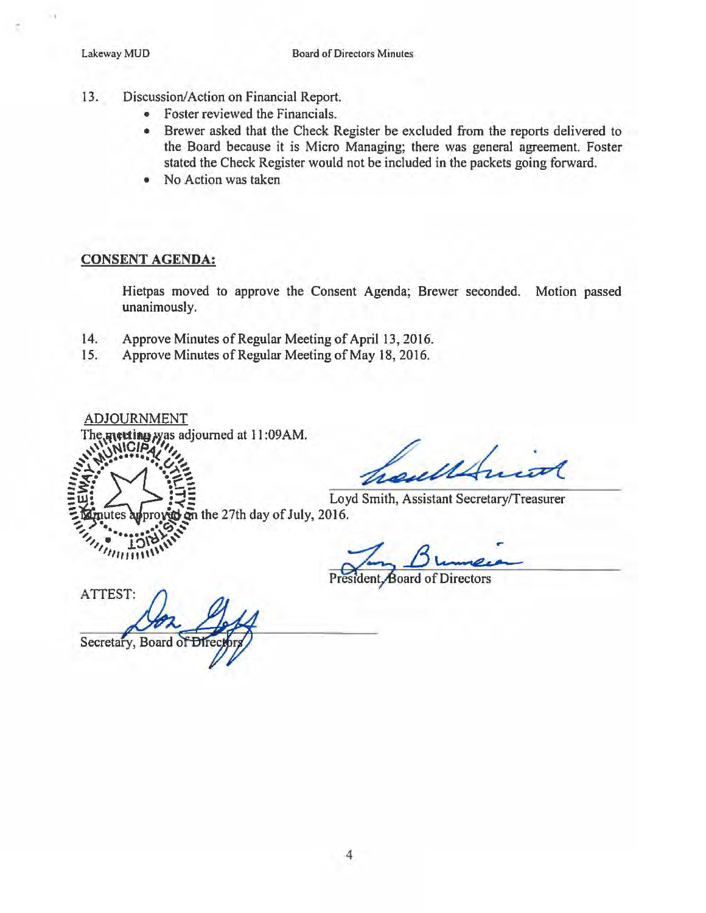13. Discussion/Action on Financial Report.
    - Foster reviewed the Financials.
    - Brewer asked that the Check Register be excluded from the reports delivered to the Board because it is Micro Managing; there was general agreement. Foster stated the Check Register would not be included in the packets going forward.
    - No Action was taken

**CONSENT AGENDA:**

Hietpas moved to approve the Consent Agenda; Brewer seconded. Motion passed unanimously.

14. Approve Minutes of Regular Meeting of April 13, 2016.
15. Approve Minutes of Regular Meeting of May 18, 2016.

ADJOURNMENT

The meeting was adjourned at 11:09AM.

Loyd Smith, Assistant Secretary/Treasurer

Minutes approved on the 27th day of July, 2016.

President, Board of Directors

ATTEST:

Secretary, Board of Directors